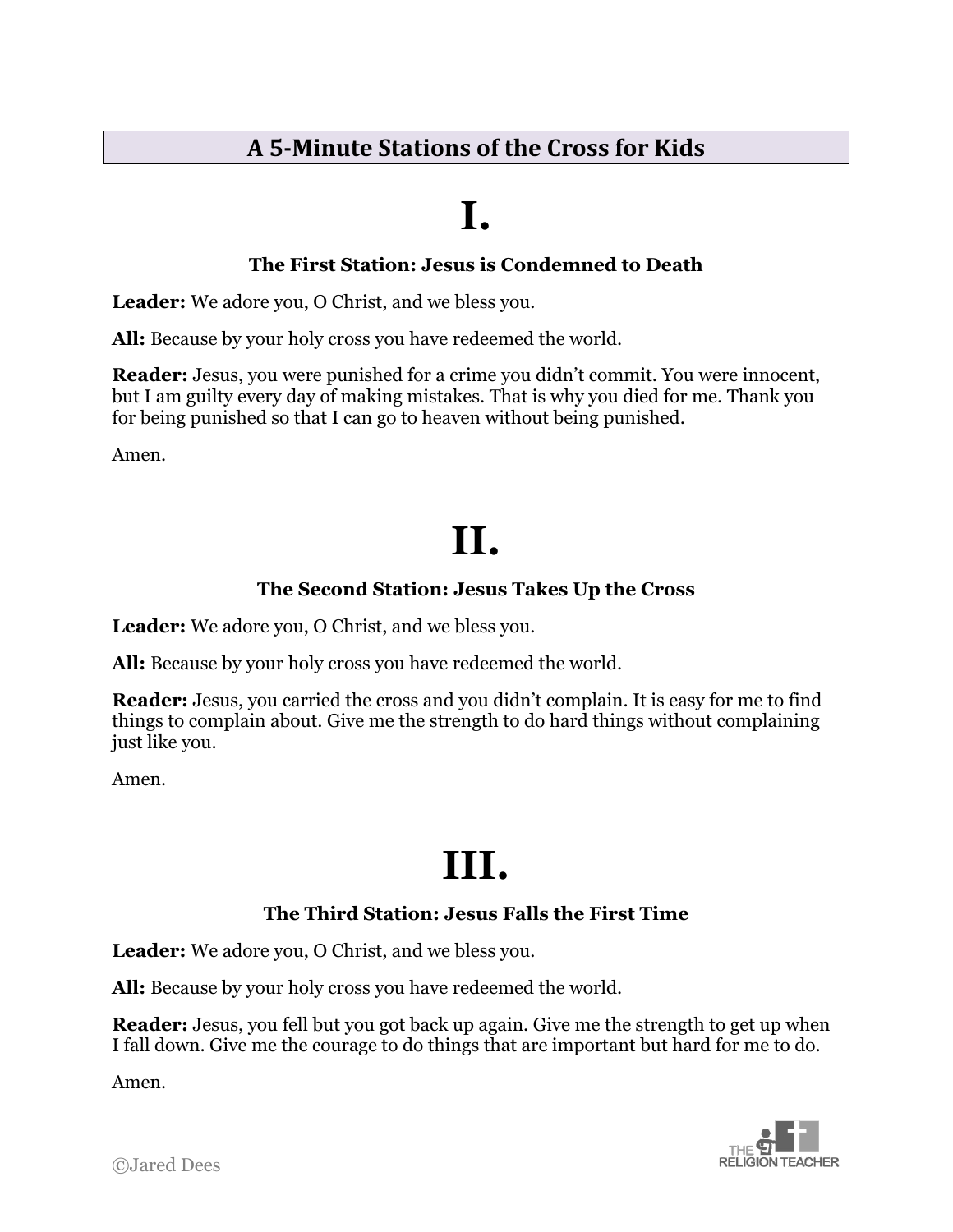# A 5-Minute Stations of the Cross for Kids

## I.

### The First Station: Jesus is Condemned to Death

**Leader:** We adore you, O Christ, and we bless you.

**All:** Because by your holy cross you have redeemed the world.

**Reader:** Jesus, you were punished for a crime you didn't commit. You were innocent, but I am guilty every day of making mistakes. That is why you died for me. Thank you for being punished so that I can go to heaven without being punished.

Amen.

## II.

### The Second Station: Jesus Takes Up the Cross

**Leader:** We adore you, O Christ, and we bless you.

**All:** Because by your holy cross you have redeemed the world.

**Reader:** Jesus, you carried the cross and you didn't complain. It is easy for me to find things to complain about. Give me the strength to do hard things without complaining just like you.

Amen.

## III.

### The Third Station: Jesus Falls the First Time

**Leader:** We adore you, O Christ, and we bless you.

**All:** Because by your holy cross you have redeemed the world.

**Reader:** Jesus, you fell but you got back up again. Give me the strength to get up when I fall down. Give me the courage to do things that are important but hard for me to do.

Amen.

©Jared Dees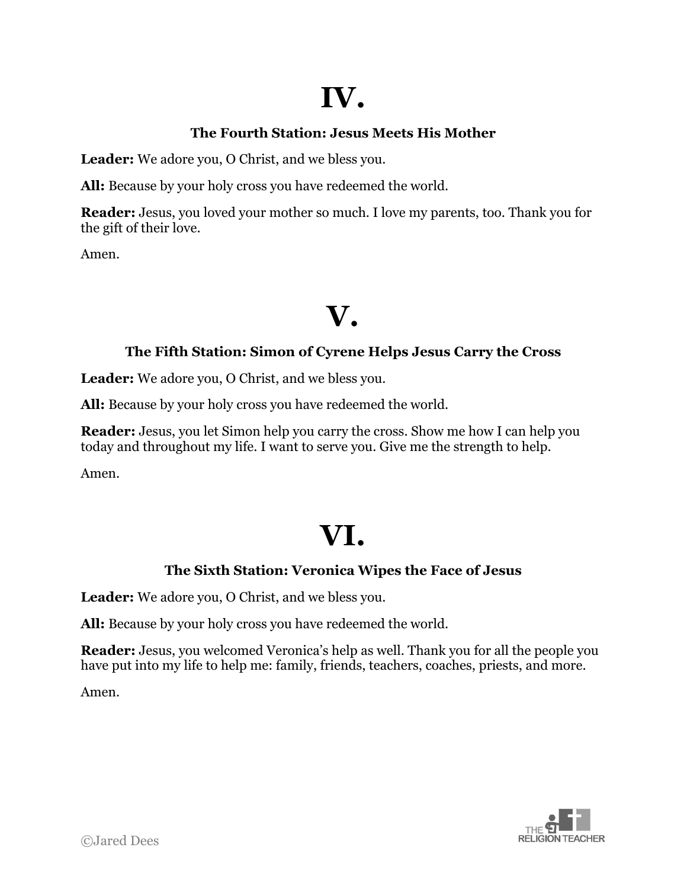# IV.

### The Fourth Station: Jesus Meets His Mother

**Leader:** We adore you, O Christ, and we bless you.

**All:** Because by your holy cross you have redeemed the world.

**Reader:** Jesus, you loved your mother so much. I love my parents, too. Thank you for the gift of their love.

Amen.

# V.

### The Fifth Station: Simon of Cyrene Helps Jesus Carry the Cross

**Leader:** We adore you, O Christ, and we bless you.

**All:** Because by your holy cross you have redeemed the world.

**Reader:** Jesus, you let Simon help you carry the cross. Show me how I can help you today and throughout my life. I want to serve you. Give me the strength to help.

Amen.

# VI.

### The Sixth Station: Veronica Wipes the Face of Jesus

**Leader:** We adore you, O Christ, and we bless you.

**All:** Because by your holy cross you have redeemed the world.

**Reader:** Jesus, you welcomed Veronica's help as well. Thank you for all the people you have put into my life to help me: family, friends, teachers, coaches, priests, and more.

Amen.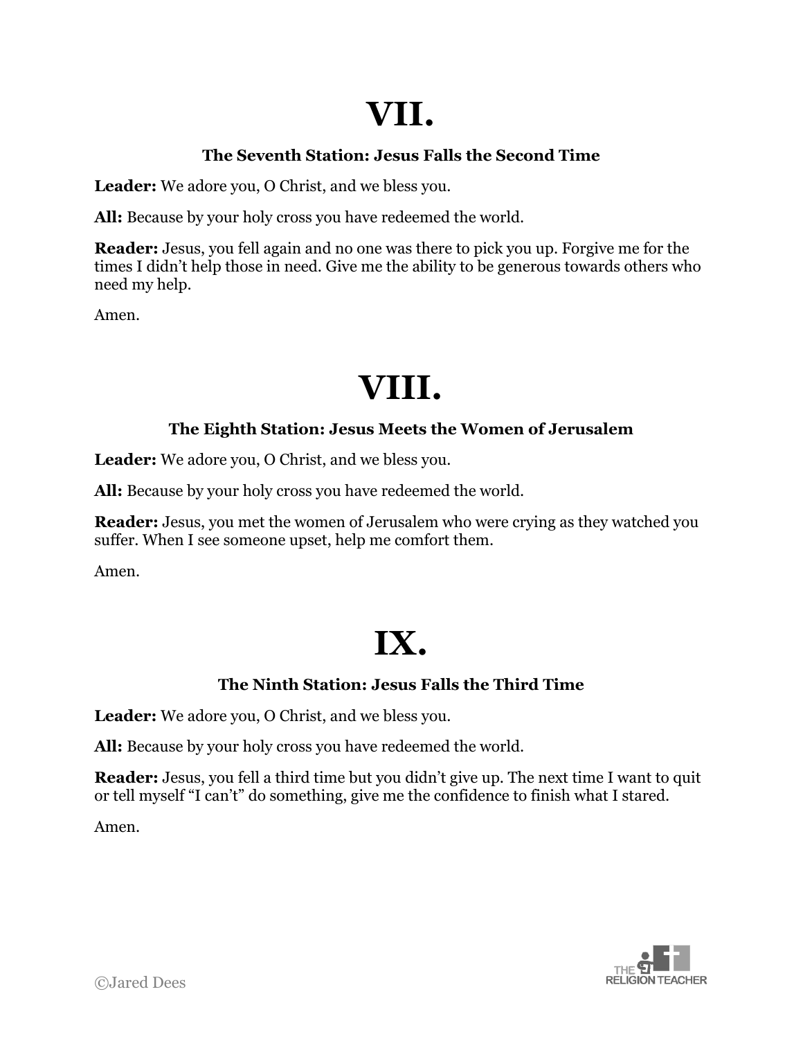# VII.

### The Seventh Station: Jesus Falls the Second Time

**Leader:** We adore you, O Christ, and we bless you.

**All:** Because by your holy cross you have redeemed the world.

**Reader:** Jesus, you fell again and no one was there to pick you up. Forgive me for the times I didn't help those in need. Give me the ability to be generous towards others who need my help.

Amen.

# VIII.

### The Eighth Station: Jesus Meets the Women of Jerusalem

**Leader:** We adore you, O Christ, and we bless you.

**All:** Because by your holy cross you have redeemed the world.

**Reader:** Jesus, you met the women of Jerusalem who were crying as they watched you suffer. When I see someone upset, help me comfort them.

Amen.

# IX.

### The Ninth Station: Jesus Falls the Third Time

**Leader:** We adore you, O Christ, and we bless you.

**All:** Because by your holy cross you have redeemed the world.

**Reader:** Jesus, you fell a third time but you didn't give up. The next time I want to quit or tell myself "I can't" do something, give me the confidence to finish what I stared.

Amen.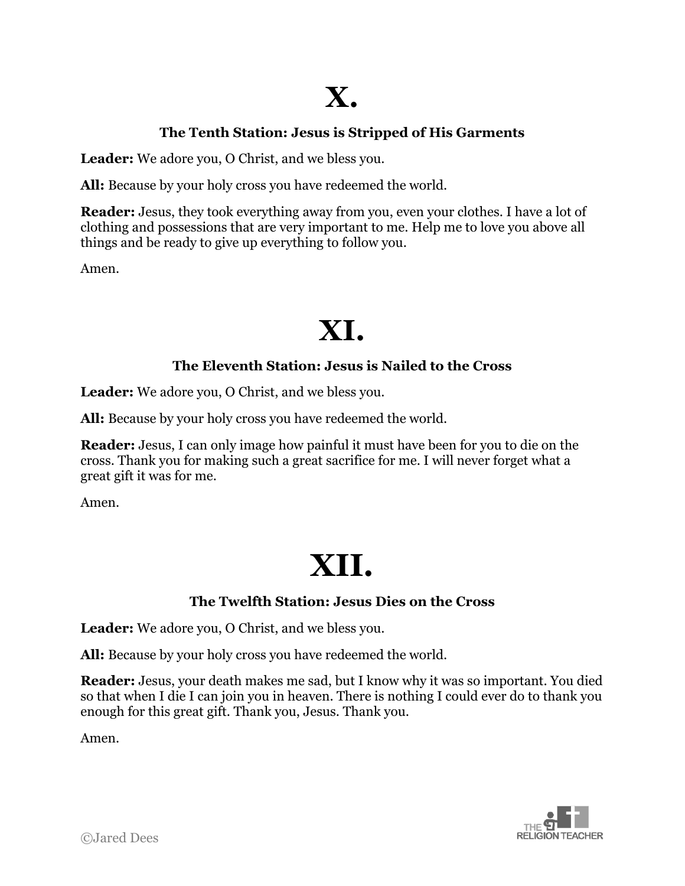# X.

### The Tenth Station: Jesus is Stripped of His Garments

**Leader:** We adore you, O Christ, and we bless you.

**All:** Because by your holy cross you have redeemed the world.

**Reader:** Jesus, they took everything away from you, even your clothes. I have a lot of clothing and possessions that are very important to me. Help me to love you above all things and be ready to give up everything to follow you.

Amen.

# XI.

### The Eleventh Station: Jesus is Nailed to the Cross

**Leader:** We adore you, O Christ, and we bless you.

**All:** Because by your holy cross you have redeemed the world.

**Reader:** Jesus, I can only image how painful it must have been for you to die on the cross. Thank you for making such a great sacrifice for me. I will never forget what a great gift it was for me.

Amen.

# XII.

### The Twelfth Station: Jesus Dies on the Cross

**Leader:** We adore you, O Christ, and we bless you.

**All:** Because by your holy cross you have redeemed the world.

**Reader:** Jesus, your death makes me sad, but I know why it was so important. You died so that when I die I can join you in heaven. There is nothing I could ever do to thank you enough for this great gift. Thank you, Jesus. Thank you.

Amen.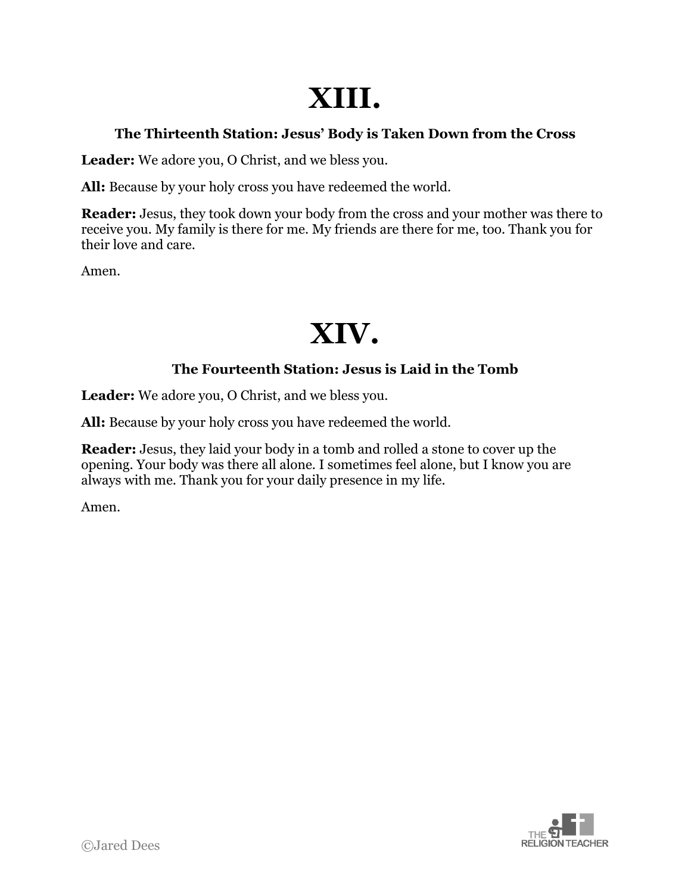# XIII.

### The Thirteenth Station: Jesus' Body is Taken Down from the Cross

**Leader:** We adore you, O Christ, and we bless you.

**All:** Because by your holy cross you have redeemed the world.

**Reader:** Jesus, they took down your body from the cross and your mother was there to receive you. My family is there for me. My friends are there for me, too. Thank you for their love and care.

Amen.

# XIV.

### The Fourteenth Station: Jesus is Laid in the Tomb

**Leader:** We adore you, O Christ, and we bless you.

**All:** Because by your holy cross you have redeemed the world.

**Reader:** Jesus, they laid your body in a tomb and rolled a stone to cover up the opening. Your body was there all alone. I sometimes feel alone, but I know you are always with me. Thank you for your daily presence in my life.

Amen.

©Jared Dees

THE RELIGION TEACHER